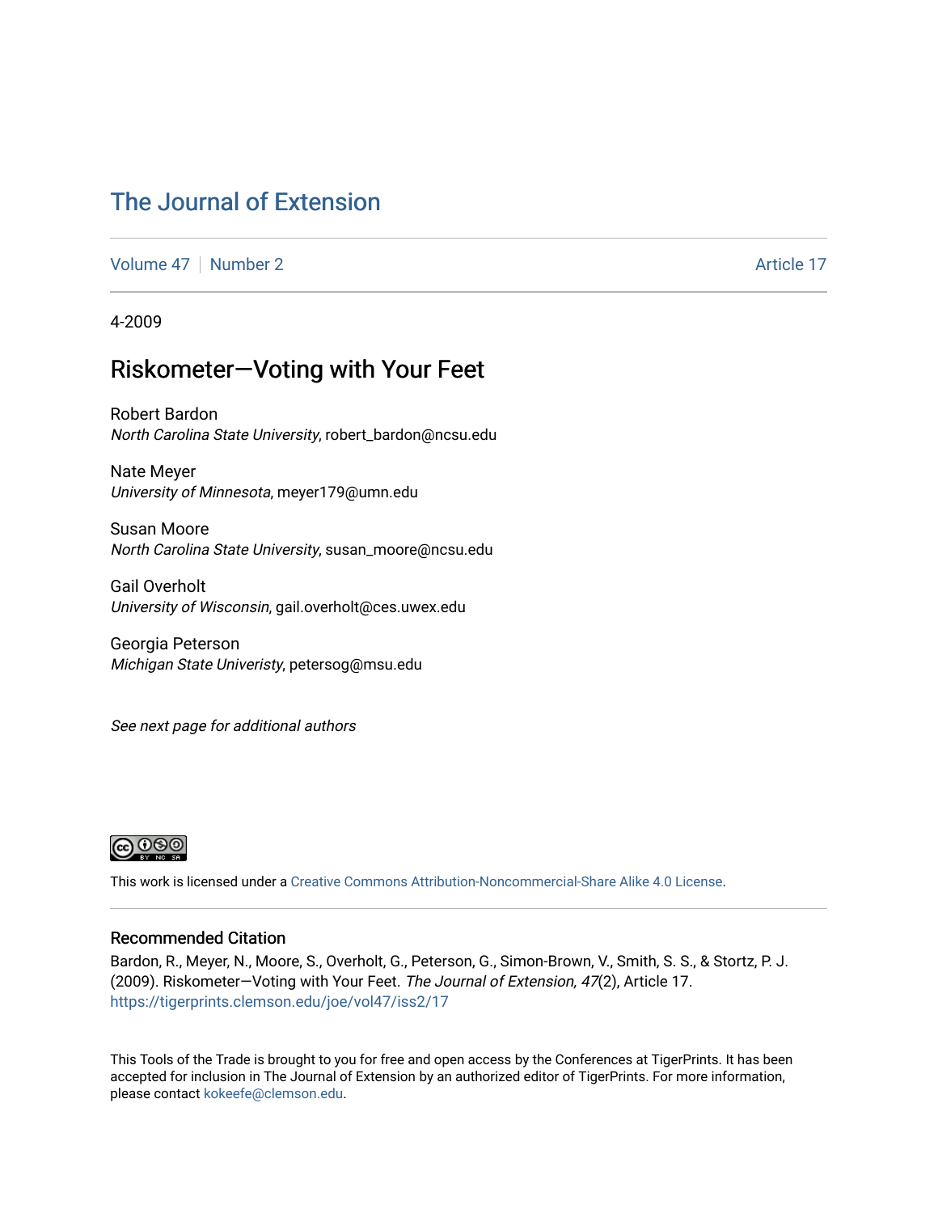# The Journal of Extension

Volume 47 | Number 2 | Article 17

4-2009

## Riskometer—Voting with Your Feet

Robert Bardon
*North Carolina State University*, robert_bardon@ncsu.edu

Nate Meyer
*University of Minnesota*, meyer179@umn.edu

Susan Moore
*North Carolina State University*, susan_moore@ncsu.edu

Gail Overholt
*University of Wisconsin*, gail.overholt@ces.uwex.edu

Georgia Peterson
*Michigan State Univeristy*, petersog@msu.edu

*See next page for additional authors*

This work is licensed under a Creative Commons Attribution-Noncommercial-Share Alike 4.0 License.

### Recommended Citation

Bardon, R., Meyer, N., Moore, S., Overholt, G., Peterson, G., Simon-Brown, V., Smith, S. S., & Stortz, P. J. (2009). Riskometer—Voting with Your Feet. *The Journal of Extension, 47*(2), Article 17. https://tigerprints.clemson.edu/joe/vol47/iss2/17

This Tools of the Trade is brought to you for free and open access by the Conferences at TigerPrints. It has been accepted for inclusion in The Journal of Extension by an authorized editor of TigerPrints. For more information, please contact kokeefe@clemson.edu.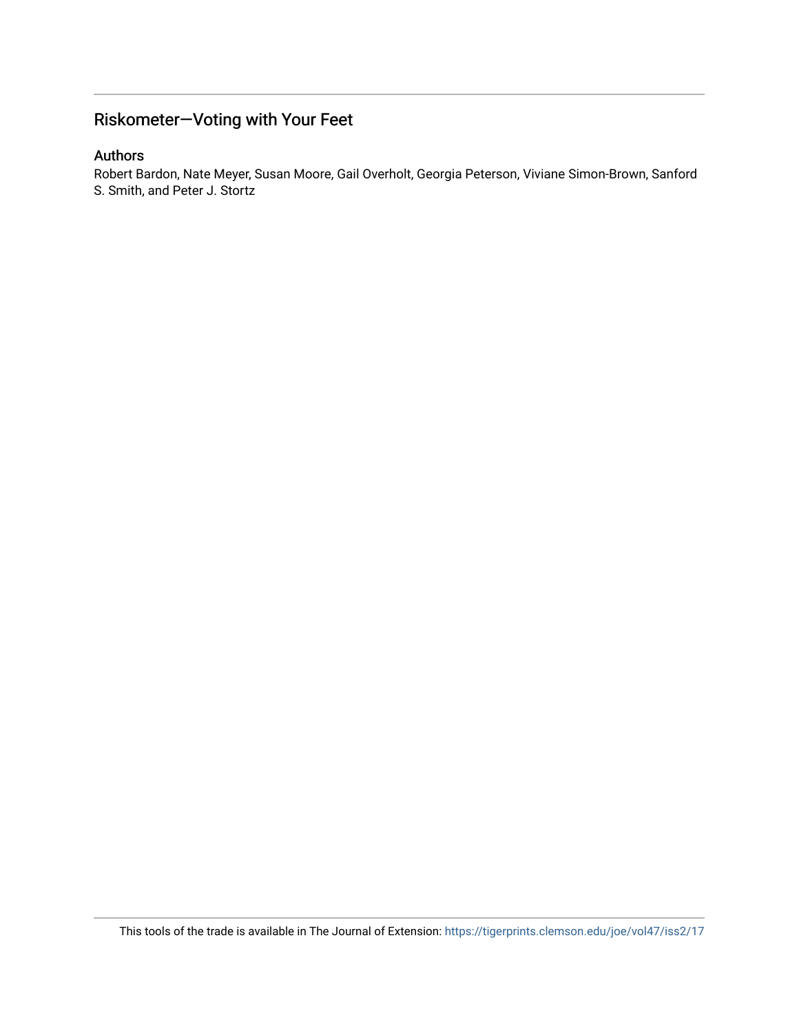## Riskometer—Voting with Your Feet

### Authors

Robert Bardon, Nate Meyer, Susan Moore, Gail Overholt, Georgia Peterson, Viviane Simon-Brown, Sanford S. Smith, and Peter J. Stortz

This tools of the trade is available in The Journal of Extension: https://tigerprints.clemson.edu/joe/vol47/iss2/17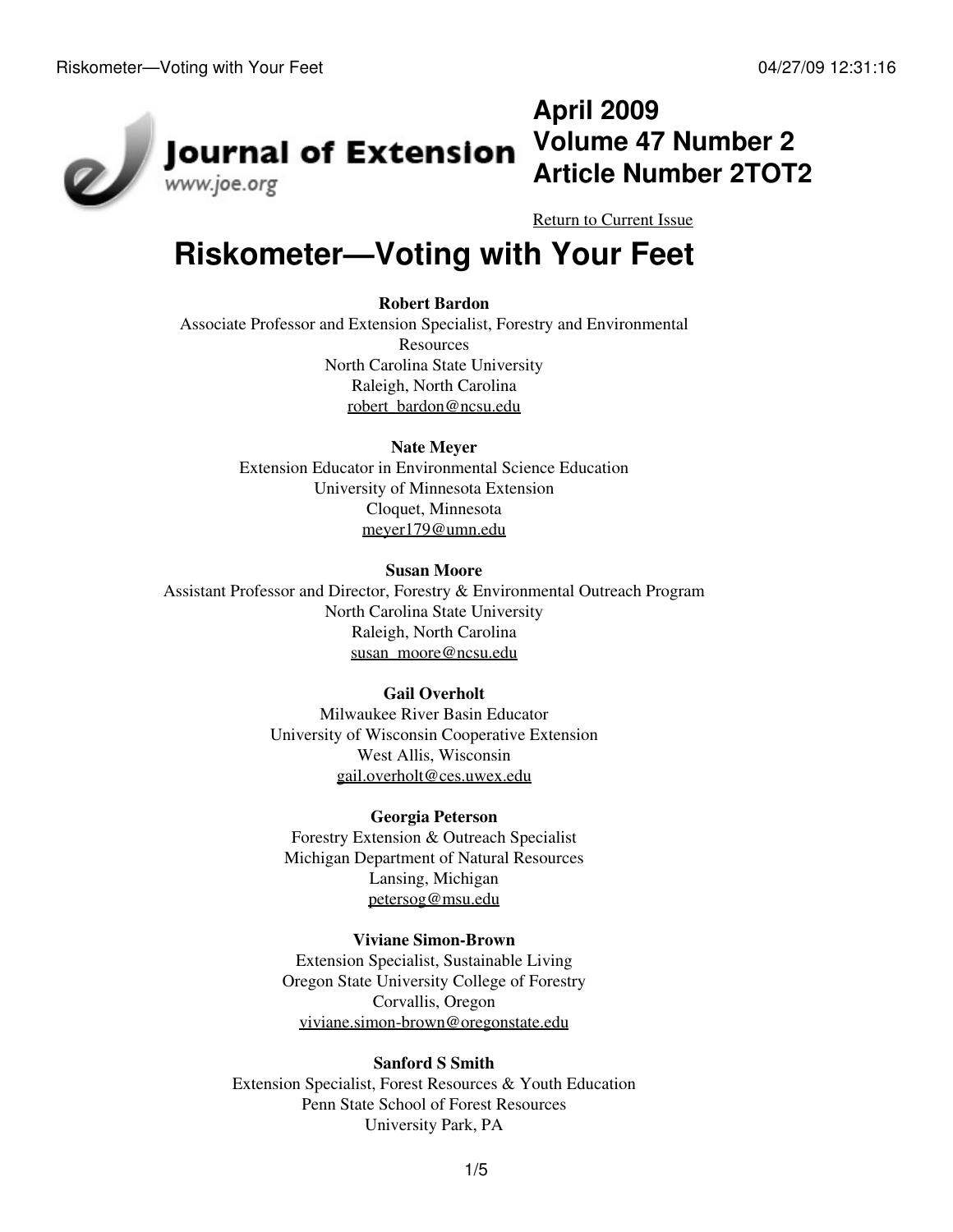April 2009
Volume 47 Number 2
Article Number 2TOT2

Return to Current Issue

# Riskometer—Voting with Your Feet

**Robert Bardon**
Associate Professor and Extension Specialist, Forestry and Environmental Resources
North Carolina State University
Raleigh, North Carolina
robert_bardon@ncsu.edu

**Nate Meyer**
Extension Educator in Environmental Science Education
University of Minnesota Extension
Cloquet, Minnesota
meyer179@umn.edu

**Susan Moore**
Assistant Professor and Director, Forestry & Environmental Outreach Program
North Carolina State University
Raleigh, North Carolina
susan_moore@ncsu.edu

**Gail Overholt**
Milwaukee River Basin Educator
University of Wisconsin Cooperative Extension
West Allis, Wisconsin
gail.overholt@ces.uwex.edu

**Georgia Peterson**
Forestry Extension & Outreach Specialist
Michigan Department of Natural Resources
Lansing, Michigan
petersog@msu.edu

**Viviane Simon-Brown**
Extension Specialist, Sustainable Living
Oregon State University College of Forestry
Corvallis, Oregon
viviane.simon-brown@oregonstate.edu

**Sanford S Smith**
Extension Specialist, Forest Resources & Youth Education
Penn State School of Forest Resources
University Park, PA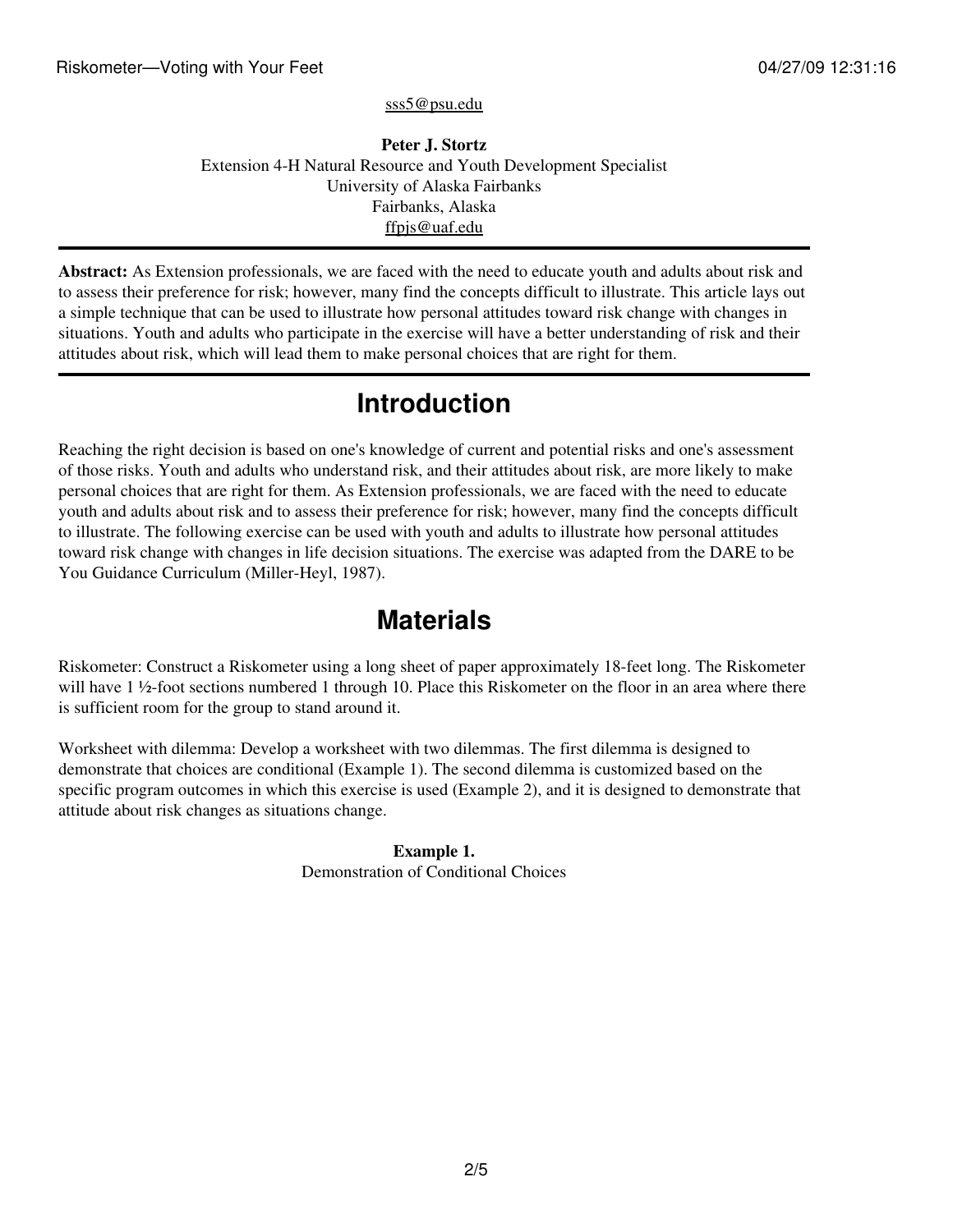sss5@psu.edu

**Peter J. Stortz**
Extension 4-H Natural Resource and Youth Development Specialist
University of Alaska Fairbanks
Fairbanks, Alaska
ffpjs@uaf.edu

---

**Abstract:** As Extension professionals, we are faced with the need to educate youth and adults about risk and to assess their preference for risk; however, many find the concepts difficult to illustrate. This article lays out a simple technique that can be used to illustrate how personal attitudes toward risk change with changes in situations. Youth and adults who participate in the exercise will have a better understanding of risk and their attitudes about risk, which will lead them to make personal choices that are right for them.

---

# Introduction

Reaching the right decision is based on one's knowledge of current and potential risks and one's assessment of those risks. Youth and adults who understand risk, and their attitudes about risk, are more likely to make personal choices that are right for them. As Extension professionals, we are faced with the need to educate youth and adults about risk and to assess their preference for risk; however, many find the concepts difficult to illustrate. The following exercise can be used with youth and adults to illustrate how personal attitudes toward risk change with changes in life decision situations. The exercise was adapted from the DARE to be You Guidance Curriculum (Miller-Heyl, 1987).

# Materials

Riskometer: Construct a Riskometer using a long sheet of paper approximately 18-feet long. The Riskometer will have 1 ½-foot sections numbered 1 through 10. Place this Riskometer on the floor in an area where there is sufficient room for the group to stand around it.

Worksheet with dilemma: Develop a worksheet with two dilemmas. The first dilemma is designed to demonstrate that choices are conditional (Example 1). The second dilemma is customized based on the specific program outcomes in which this exercise is used (Example 2), and it is designed to demonstrate that attitude about risk changes as situations change.

**Example 1.**
Demonstration of Conditional Choices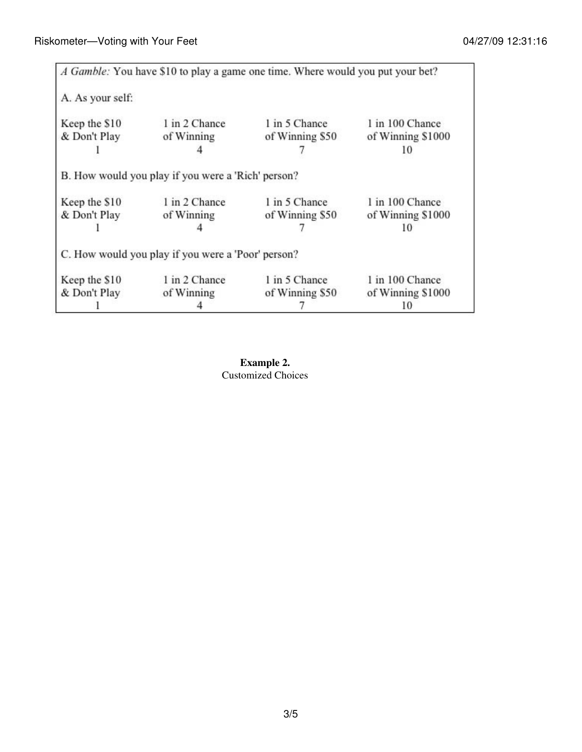*A Gamble:* You have $10 to play a game one time. Where would you put your bet?

A. As your self:

| Keep the $10 & Don't Play | 1 in 2 Chance of Winning | 1 in 5 Chance of Winning $50 | 1 in 100 Chance of Winning $1000 |
|---|---|---|---|
| 1 | 4 | 7 | 10 |

B. How would you play if you were a 'Rich' person?

| Keep the $10 & Don't Play | 1 in 2 Chance of Winning | 1 in 5 Chance of Winning $50 | 1 in 100 Chance of Winning $1000 |
|---|---|---|---|
| 1 | 4 | 7 | 10 |

C. How would you play if you were a 'Poor' person?

| Keep the $10 & Don't Play | 1 in 2 Chance of Winning | 1 in 5 Chance of Winning $50 | 1 in 100 Chance of Winning $1000 |
|---|---|---|---|
| 1 | 4 | 7 | 10 |

**Example 2.**
Customized Choices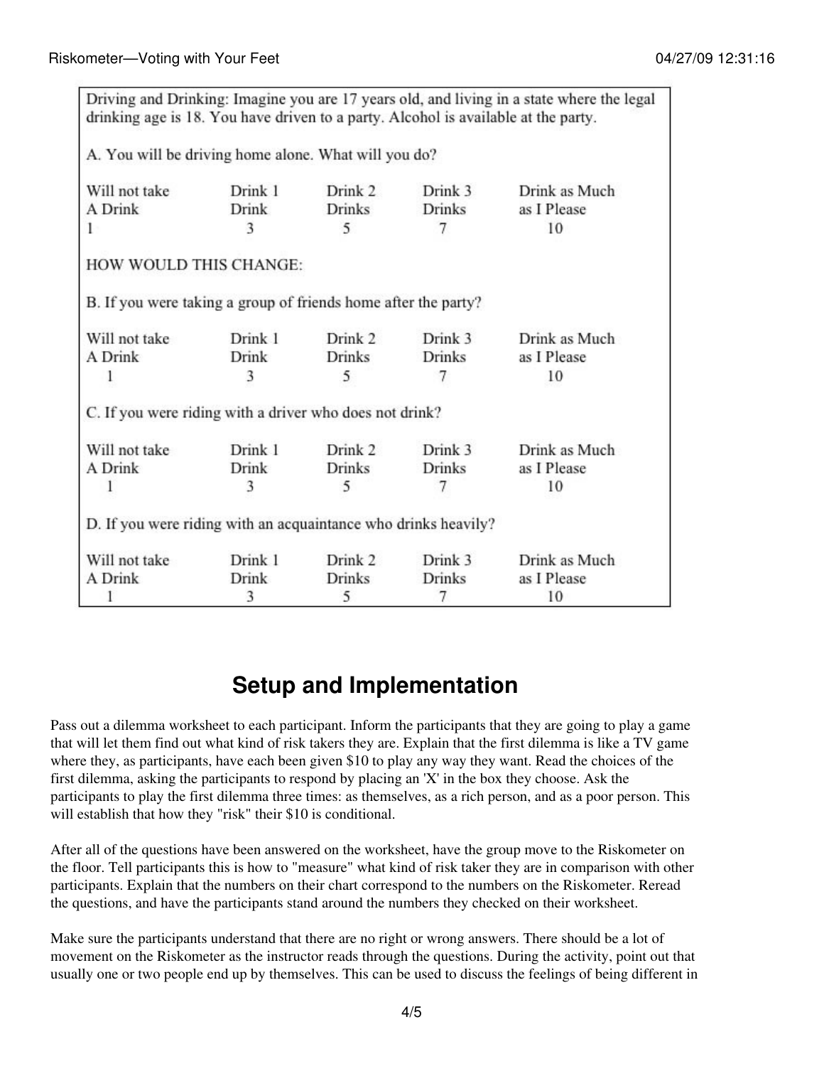Driving and Drinking: Imagine you are 17 years old, and living in a state where the legal drinking age is 18. You have driven to a party. Alcohol is available at the party.

A. You will be driving home alone. What will you do?

| Will not take A Drink | Drink 1 Drink | Drink 2 Drinks | Drink 3 Drinks | Drink as Much as I Please |
|---|---|---|---|---|
| 1 | 3 | 5 | 7 | 10 |

HOW WOULD THIS CHANGE:

B. If you were taking a group of friends home after the party?

| Will not take A Drink | Drink 1 Drink | Drink 2 Drinks | Drink 3 Drinks | Drink as Much as I Please |
|---|---|---|---|---|
| 1 | 3 | 5 | 7 | 10 |

C. If you were riding with a driver who does not drink?

| Will not take A Drink | Drink 1 Drink | Drink 2 Drinks | Drink 3 Drinks | Drink as Much as I Please |
|---|---|---|---|---|
| 1 | 3 | 5 | 7 | 10 |

D. If you were riding with an acquaintance who drinks heavily?

| Will not take A Drink | Drink 1 Drink | Drink 2 Drinks | Drink 3 Drinks | Drink as Much as I Please |
|---|---|---|---|---|
| 1 | 3 | 5 | 7 | 10 |

## Setup and Implementation

Pass out a dilemma worksheet to each participant. Inform the participants that they are going to play a game that will let them find out what kind of risk takers they are. Explain that the first dilemma is like a TV game where they, as participants, have each been given $10 to play any way they want. Read the choices of the first dilemma, asking the participants to respond by placing an 'X' in the box they choose. Ask the participants to play the first dilemma three times: as themselves, as a rich person, and as a poor person. This will establish that how they "risk" their $10 is conditional.

After all of the questions have been answered on the worksheet, have the group move to the Riskometer on the floor. Tell participants this is how to "measure" what kind of risk taker they are in comparison with other participants. Explain that the numbers on their chart correspond to the numbers on the Riskometer. Reread the questions, and have the participants stand around the numbers they checked on their worksheet.

Make sure the participants understand that there are no right or wrong answers. There should be a lot of movement on the Riskometer as the instructor reads through the questions. During the activity, point out that usually one or two people end up by themselves. This can be used to discuss the feelings of being different in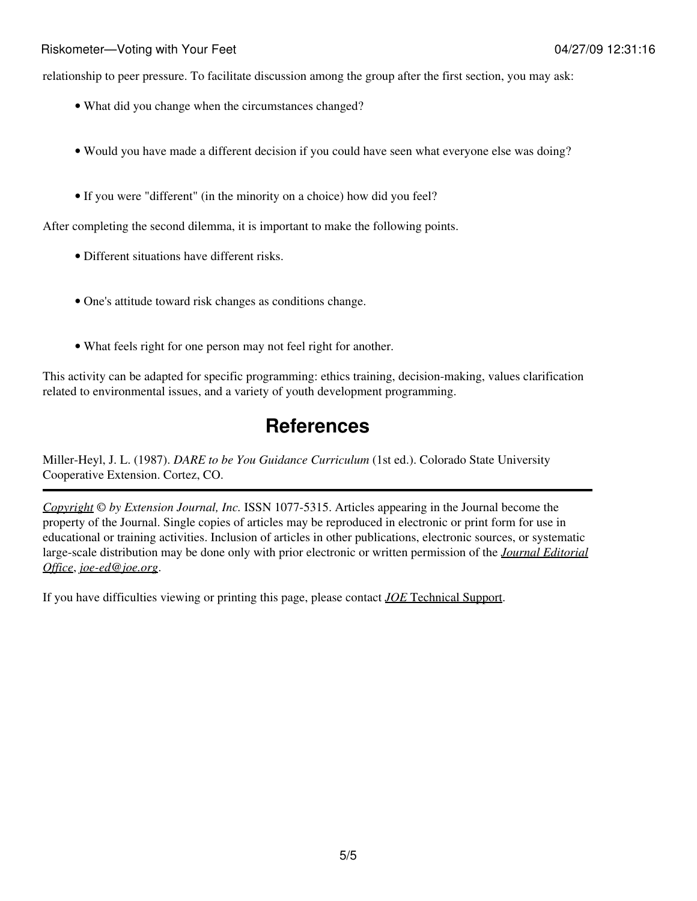relationship to peer pressure. To facilitate discussion among the group after the first section, you may ask:

- What did you change when the circumstances changed?
- Would you have made a different decision if you could have seen what everyone else was doing?
- If you were "different" (in the minority on a choice) how did you feel?

After completing the second dilemma, it is important to make the following points.

- Different situations have different risks.
- One's attitude toward risk changes as conditions change.
- What feels right for one person may not feel right for another.

This activity can be adapted for specific programming: ethics training, decision-making, values clarification related to environmental issues, and a variety of youth development programming.

## References

Miller-Heyl, J. L. (1987). *DARE to be You Guidance Curriculum* (1st ed.). Colorado State University Cooperative Extension. Cortez, CO.

---

*Copyright* © *by Extension Journal, Inc.* ISSN 1077-5315. Articles appearing in the Journal become the property of the Journal. Single copies of articles may be reproduced in electronic or print form for use in educational or training activities. Inclusion of articles in other publications, electronic sources, or systematic large-scale distribution may be done only with prior electronic or written permission of the *Journal Editorial Office*, *joe-ed@joe.org*.

If you have difficulties viewing or printing this page, please contact *JOE* Technical Support.